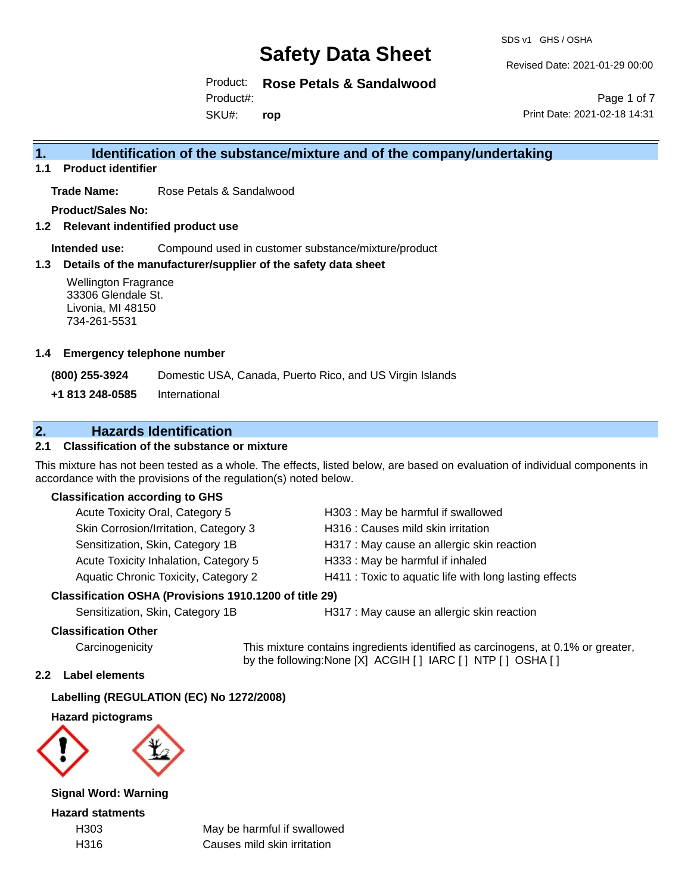# Safety Data Sheet

SDS v1 GHS / OSHA

Revised Date: 2021-01-29 00:00

Product: **Rose Petals & Sandalwood**
Product#:
SKU#: **rop**

Print Date: 2021-02-18 14:31

## 1. Identification of the substance/mixture and of the company/undertaking

### 1.1 Product identifier

**Trade Name:** Rose Petals & Sandalwood

**Product/Sales No:**

### 1.2 Relevant identified product use

**Intended use:** Compound used in customer substance/mixture/product

### 1.3 Details of the manufacturer/supplier of the safety data sheet

Wellington Fragrance
33306 Glendale St.
Livonia, MI 48150
734-261-5531

### 1.4 Emergency telephone number

| | |
|---|---|
| **(800) 255-3924** | Domestic USA, Canada, Puerto Rico, and US Virgin Islands |
| **+1 813 248-0585** | International |

## 2. Hazards Identification

### 2.1 Classification of the substance or mixture

This mixture has not been tested as a whole. The effects, listed below, are based on evaluation of individual components in accordance with the provisions of the regulation(s) noted below.

**Classification according to GHS**

| | |
|---|---|
| Acute Toxicity Oral, Category 5 | H303 : May be harmful if swallowed |
| Skin Corrosion/Irritation, Category 3 | H316 : Causes mild skin irritation |
| Sensitization, Skin, Category 1B | H317 : May cause an allergic skin reaction |
| Acute Toxicity Inhalation, Category 5 | H333 : May be harmful if inhaled |
| Aquatic Chronic Toxicity, Category 2 | H411 : Toxic to aquatic life with long lasting effects |

**Classification OSHA (Provisions 1910.1200 of title 29)**

| | |
|---|---|
| Sensitization, Skin, Category 1B | H317 : May cause an allergic skin reaction |

**Classification Other**

Carcinogenicity: This mixture contains ingredients identified as carcinogens, at 0.1% or greater, by the following:None [X] ACGIH [ ] IARC [ ] NTP [ ] OSHA [ ]

### 2.2 Label elements

**Labelling (REGULATION (EC) No 1272/2008)**

**Hazard pictograms**

**Signal Word: Warning**

**Hazard statments**

| | |
|---|---|
| H303 | May be harmful if swallowed |
| H316 | Causes mild skin irritation |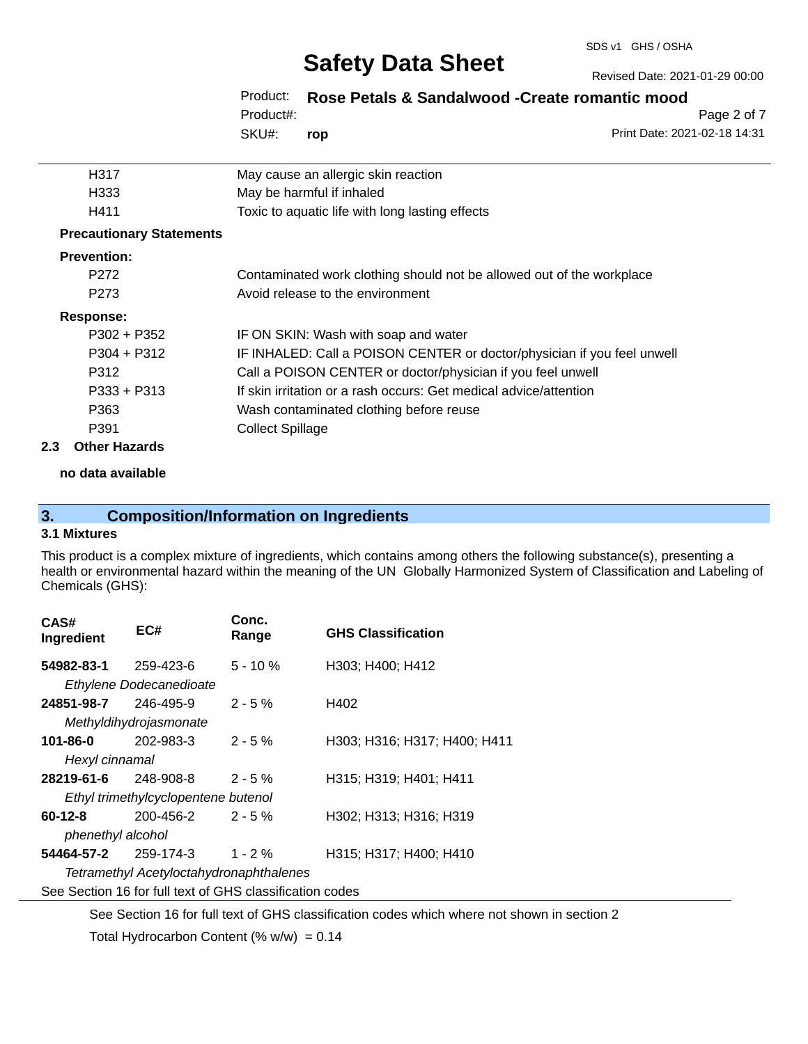| | |
|---|---|
| H317 | May cause an allergic skin reaction |
| H333 | May be harmful if inhaled |
| H411 | Toxic to aquatic life with long lasting effects |

**Precautionary Statements**

**Prevention:**

| | |
|---|---|
| P272 | Contaminated work clothing should not be allowed out of the workplace |
| P273 | Avoid release to the environment |

**Response:**

| | |
|---|---|
| P302 + P352 | IF ON SKIN: Wash with soap and water |
| P304 + P312 | IF INHALED: Call a POISON CENTER or doctor/physician if you feel unwell |
| P312 | Call a POISON CENTER or doctor/physician if you feel unwell |
| P333 + P313 | If skin irritation or a rash occurs: Get medical advice/attention |
| P363 | Wash contaminated clothing before reuse |
| P391 | Collect Spillage |

### 2.3 Other Hazards

**no data available**

## 3. Composition/Information on Ingredients

### 3.1 Mixtures

This product is a complex mixture of ingredients, which contains among others the following substance(s), presenting a health or environmental hazard within the meaning of the UN Globally Harmonized System of Classification and Labeling of Chemicals (GHS):

| CAS# Ingredient | EC# | Conc. Range | GHS Classification |
|---|---|---|---|
| **54982-83-1** | 259-423-6 | 5 - 10 % | H303; H400; H412 |
| *Ethylene Dodecanedioate* | | | |
| **24851-98-7** | 246-495-9 | 2 - 5 % | H402 |
| *Methyldihydrojasmonate* | | | |
| **101-86-0** | 202-983-3 | 2 - 5 % | H303; H316; H317; H400; H411 |
| *Hexyl cinnamal* | | | |
| **28219-61-6** | 248-908-8 | 2 - 5 % | H315; H319; H401; H411 |
| *Ethyl trimethylcyclopentene butenol* | | | |
| **60-12-8** | 200-456-2 | 2 - 5 % | H302; H313; H316; H319 |
| *phenethyl alcohol* | | | |
| **54464-57-2** | 259-174-3 | 1 - 2 % | H315; H317; H400; H410 |
| *Tetramethyl Acetyloctahydronaphthalenes* | | | |

See Section 16 for full text of GHS classification codes

See Section 16 for full text of GHS classification codes which where not shown in section 2

Total Hydrocarbon Content (% w/w) = 0.14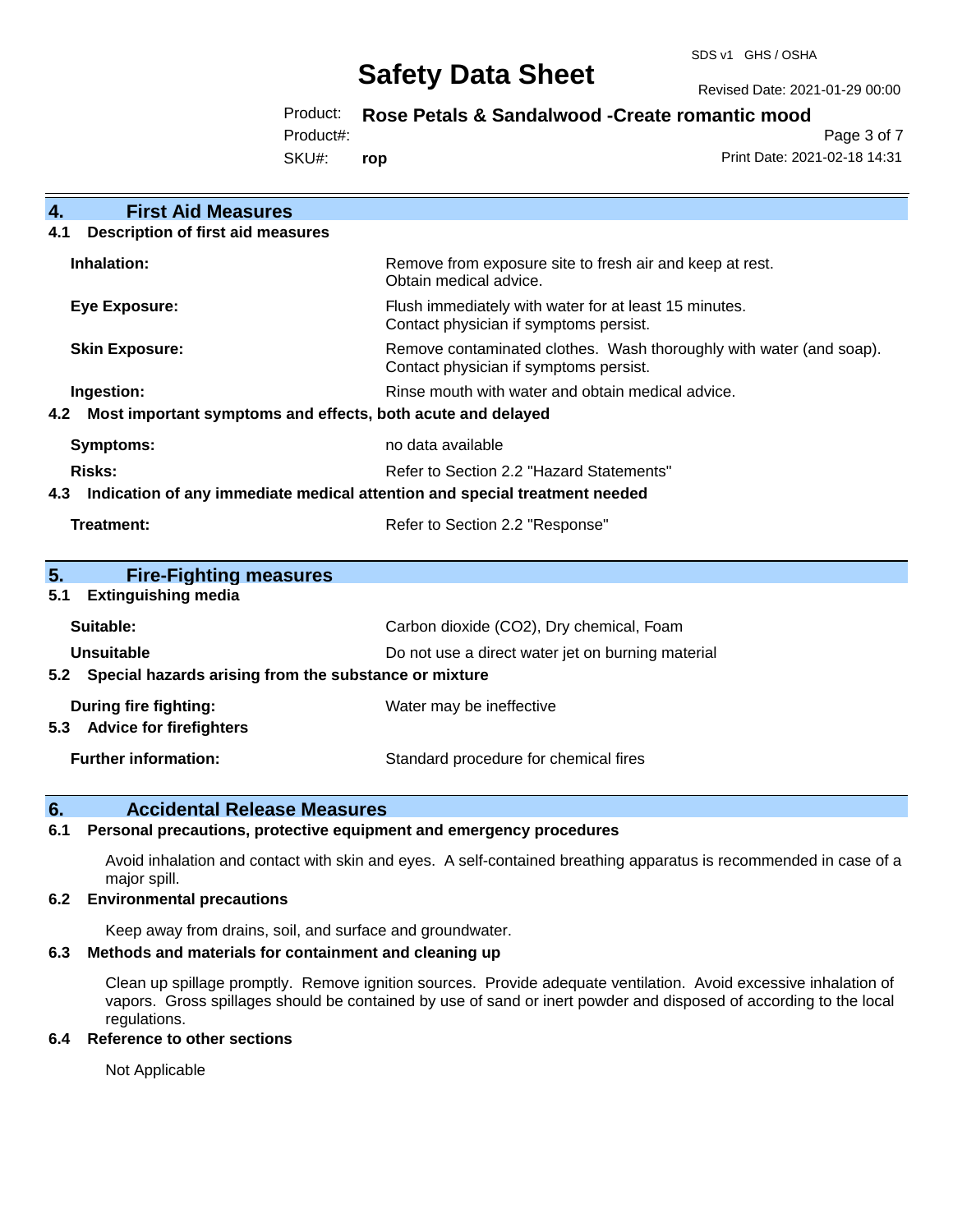## 4. First Aid Measures

### 4.1 Description of first aid measures

| | |
|---|---|
| **Inhalation:** | Remove from exposure site to fresh air and keep at rest. Obtain medical advice. |
| **Eye Exposure:** | Flush immediately with water for at least 15 minutes. Contact physician if symptoms persist. |
| **Skin Exposure:** | Remove contaminated clothes. Wash thoroughly with water (and soap). Contact physician if symptoms persist. |
| **Ingestion:** | Rinse mouth with water and obtain medical advice. |

### 4.2 Most important symptoms and effects, both acute and delayed

| | |
|---|---|
| **Symptoms:** | no data available |
| **Risks:** | Refer to Section 2.2 "Hazard Statements" |

### 4.3 Indication of any immediate medical attention and special treatment needed

| | |
|---|---|
| **Treatment:** | Refer to Section 2.2 "Response" |

## 5. Fire-Fighting measures

### 5.1 Extinguishing media

| | |
|---|---|
| **Suitable:** | Carbon dioxide ($CO_2$), Dry chemical, Foam |
| **Unsuitable** | Do not use a direct water jet on burning material |

### 5.2 Special hazards arising from the substance or mixture

| | |
|---|---|
| **During fire fighting:** | Water may be ineffective |

### 5.3 Advice for firefighters

| | |
|---|---|
| **Further information:** | Standard procedure for chemical fires |

## 6. Accidental Release Measures

### 6.1 Personal precautions, protective equipment and emergency procedures

Avoid inhalation and contact with skin and eyes. A self-contained breathing apparatus is recommended in case of a major spill.

### 6.2 Environmental precautions

Keep away from drains, soil, and surface and groundwater.

### 6.3 Methods and materials for containment and cleaning up

Clean up spillage promptly. Remove ignition sources. Provide adequate ventilation. Avoid excessive inhalation of vapors. Gross spillages should be contained by use of sand or inert powder and disposed of according to the local regulations.

### 6.4 Reference to other sections

Not Applicable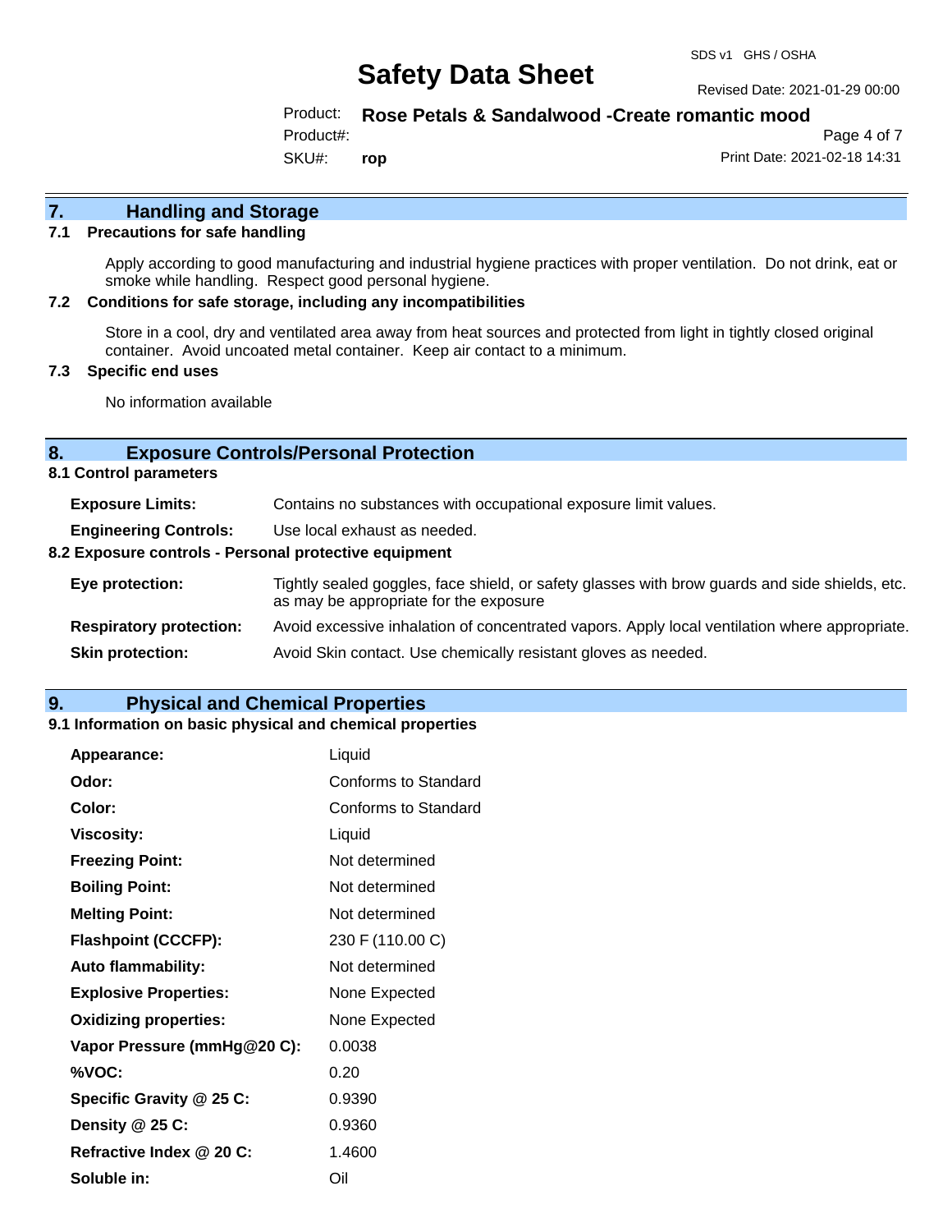## 7. Handling and Storage

### 7.1 Precautions for safe handling

Apply according to good manufacturing and industrial hygiene practices with proper ventilation. Do not drink, eat or smoke while handling. Respect good personal hygiene.

### 7.2 Conditions for safe storage, including any incompatibilities

Store in a cool, dry and ventilated area away from heat sources and protected from light in tightly closed original container. Avoid uncoated metal container. Keep air contact to a minimum.

### 7.3 Specific end uses

No information available

## 8. Exposure Controls/Personal Protection

### 8.1 Control parameters

| | |
|---|---|
| **Exposure Limits:** | Contains no substances with occupational exposure limit values. |
| **Engineering Controls:** | Use local exhaust as needed. |

### 8.2 Exposure controls - Personal protective equipment

| | |
|---|---|
| **Eye protection:** | Tightly sealed goggles, face shield, or safety glasses with brow guards and side shields, etc. as may be appropriate for the exposure |
| **Respiratory protection:** | Avoid excessive inhalation of concentrated vapors. Apply local ventilation where appropriate. |
| **Skin protection:** | Avoid Skin contact. Use chemically resistant gloves as needed. |

## 9. Physical and Chemical Properties

### 9.1 Information on basic physical and chemical properties

| | |
|---|---|
| **Appearance:** | Liquid |
| **Odor:** | Conforms to Standard |
| **Color:** | Conforms to Standard |
| **Viscosity:** | Liquid |
| **Freezing Point:** | Not determined |
| **Boiling Point:** | Not determined |
| **Melting Point:** | Not determined |
| **Flashpoint (CCCFP):** | 230 F (110.00 C) |
| **Auto flammability:** | Not determined |
| **Explosive Properties:** | None Expected |
| **Oxidizing properties:** | None Expected |
| **Vapor Pressure (mmHg@20 C):** | 0.0038 |
| **%VOC:** | 0.20 |
| **Specific Gravity @ 25 C:** | 0.9390 |
| **Density @ 25 C:** | 0.9360 |
| **Refractive Index @ 20 C:** | 1.4600 |
| **Soluble in:** | Oil |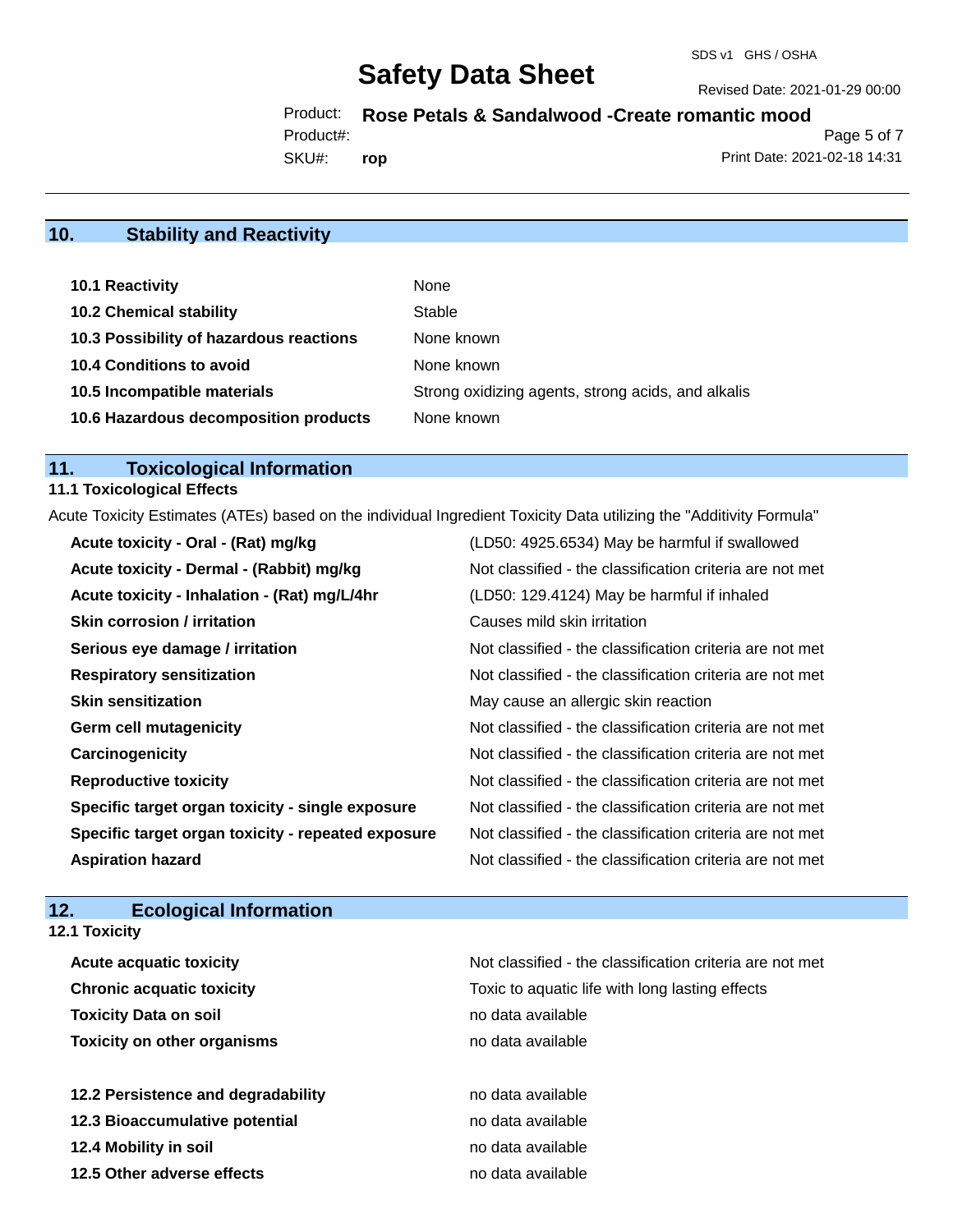## 10. Stability and Reactivity

| | |
|---|---|
| **10.1 Reactivity** | None |
| **10.2 Chemical stability** | Stable |
| **10.3 Possibility of hazardous reactions** | None known |
| **10.4 Conditions to avoid** | None known |
| **10.5 Incompatible materials** | Strong oxidizing agents, strong acids, and alkalis |
| **10.6 Hazardous decomposition products** | None known |

## 11. Toxicological Information

### 11.1 Toxicological Effects

Acute Toxicity Estimates (ATEs) based on the individual Ingredient Toxicity Data utilizing the "Additivity Formula"

| | |
|---|---|
| **Acute toxicity - Oral - (Rat) mg/kg** | (LD50: 4925.6534) May be harmful if swallowed |
| **Acute toxicity - Dermal - (Rabbit) mg/kg** | Not classified - the classification criteria are not met |
| **Acute toxicity - Inhalation - (Rat) mg/L/4hr** | (LD50: 129.4124) May be harmful if inhaled |
| **Skin corrosion / irritation** | Causes mild skin irritation |
| **Serious eye damage / irritation** | Not classified - the classification criteria are not met |
| **Respiratory sensitization** | Not classified - the classification criteria are not met |
| **Skin sensitization** | May cause an allergic skin reaction |
| **Germ cell mutagenicity** | Not classified - the classification criteria are not met |
| **Carcinogenicity** | Not classified - the classification criteria are not met |
| **Reproductive toxicity** | Not classified - the classification criteria are not met |
| **Specific target organ toxicity - single exposure** | Not classified - the classification criteria are not met |
| **Specific target organ toxicity - repeated exposure** | Not classified - the classification criteria are not met |
| **Aspiration hazard** | Not classified - the classification criteria are not met |

## 12. Ecological Information

### 12.1 Toxicity

| | |
|---|---|
| **Acute acquatic toxicity** | Not classified - the classification criteria are not met |
| **Chronic acquatic toxicity** | Toxic to aquatic life with long lasting effects |
| **Toxicity Data on soil** | no data available |
| **Toxicity on other organisms** | no data available |

| | |
|---|---|
| **12.2 Persistence and degradability** | no data available |
| **12.3 Bioaccumulative potential** | no data available |
| **12.4 Mobility in soil** | no data available |
| **12.5 Other adverse effects** | no data available |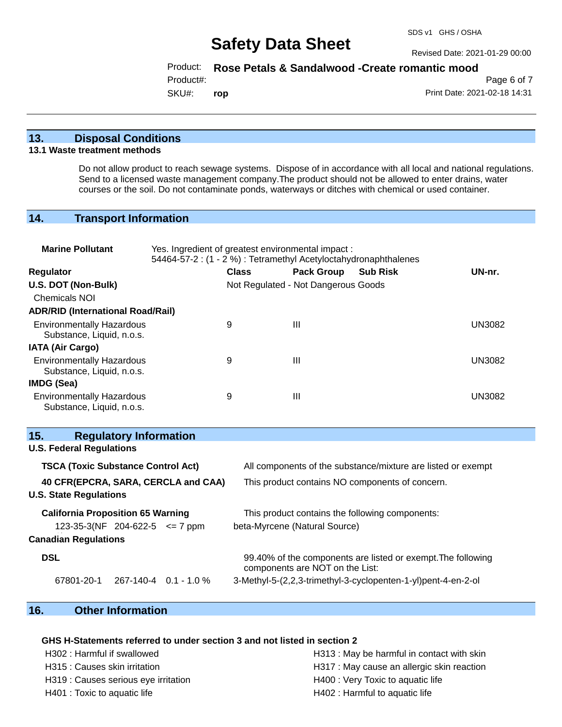## 13. Disposal Conditions

### 13.1 Waste treatment methods

Do not allow product to reach sewage systems. Dispose of in accordance with all local and national regulations. Send to a licensed waste management company.The product should not be allowed to enter drains, water courses or the soil. Do not contaminate ponds, waterways or ditches with chemical or used container.

## 14. Transport Information

**Marine Pollutant** — Yes. Ingredient of greatest environmental impact :
54464-57-2 : (1 - 2 %) : Tetramethyl Acetyloctahydronaphthalenes

| Regulator | Class | Pack Group | Sub Risk | UN-nr. |
|---|---|---|---|---|
| **U.S. DOT (Non-Bulk)** | Not Regulated - Not Dangerous Goods | | | |
| Chemicals NOI | | | | |
| **ADR/RID (International Road/Rail)** | | | | |
| Environmentally Hazardous Substance, Liquid, n.o.s. | 9 | III | | UN3082 |
| **IATA (Air Cargo)** | | | | |
| Environmentally Hazardous Substance, Liquid, n.o.s. | 9 | III | | UN3082 |
| **IMDG (Sea)** | | | | |
| Environmentally Hazardous Substance, Liquid, n.o.s. | 9 | III | | UN3082 |

## 15. Regulatory Information

**U.S. Federal Regulations**

| | |
|---|---|
| **TSCA (Toxic Substance Control Act)** | All components of the substance/mixture are listed or exempt |
| **40 CFR(EPCRA, SARA, CERCLA and CAA)** | This product contains NO components of concern. |

**U.S. State Regulations**

**California Proposition 65 Warning** — This product contains the following components:

| | | | |
|---|---|---|---|
| 123-35-3(NF | 204-622-5 | <= 7 ppm | beta-Myrcene (Natural Source) |

**Canadian Regulations**

**DSL** — 99.40% of the components are listed or exempt.The following components are NOT on the List:

| | | | |
|---|---|---|---|
| 67801-20-1 | 267-140-4 | 0.1 - 1.0 % | 3-Methyl-5-(2,2,3-trimethyl-3-cyclopenten-1-yl)pent-4-en-2-ol |

## 16. Other Information

**GHS H-Statements referred to under section 3 and not listed in section 2**

- H302 : Harmful if swallowed
- H315 : Causes skin irritation
- H319 : Causes serious eye irritation
- H401 : Toxic to aquatic life
- H313 : May be harmful in contact with skin
- H317 : May cause an allergic skin reaction
- H400 : Very Toxic to aquatic life
- H402 : Harmful to aquatic life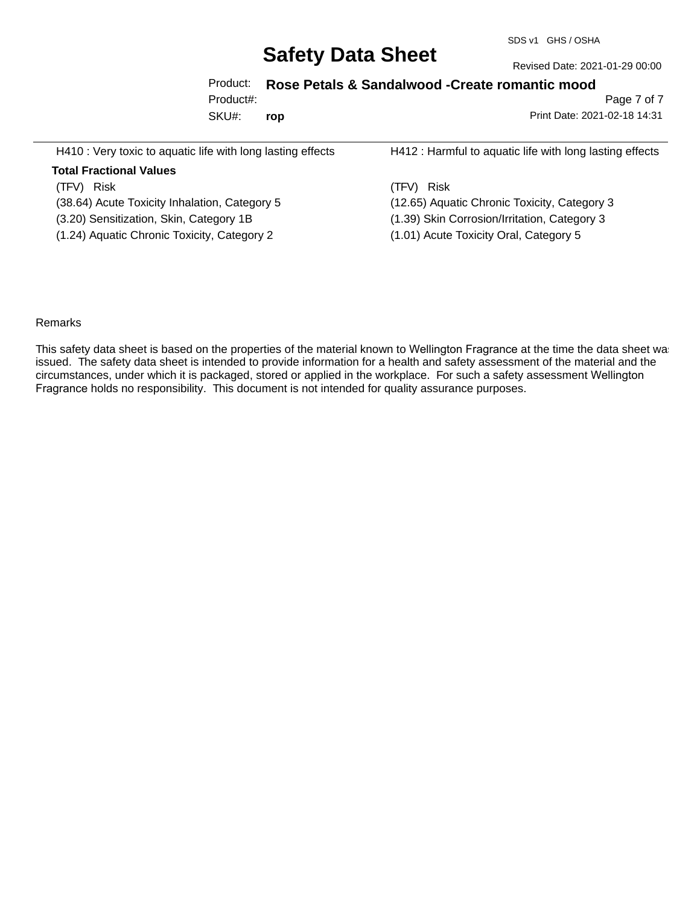H410 : Very toxic to aquatic life with long lasting effects

H412 : Harmful to aquatic life with long lasting effects

**Total Fractional Values**

| (TFV) Risk | (TFV) Risk |
| --- | --- |
| (38.64) Acute Toxicity Inhalation, Category 5 | (12.65) Aquatic Chronic Toxicity, Category 3 |
| (3.20) Sensitization, Skin, Category 1B | (1.39) Skin Corrosion/Irritation, Category 3 |
| (1.24) Aquatic Chronic Toxicity, Category 2 | (1.01) Acute Toxicity Oral, Category 5 |

Remarks

This safety data sheet is based on the properties of the material known to Wellington Fragrance at the time the data sheet was issued. The safety data sheet is intended to provide information for a health and safety assessment of the material and the circumstances, under which it is packaged, stored or applied in the workplace. For such a safety assessment Wellington Fragrance holds no responsibility. This document is not intended for quality assurance purposes.